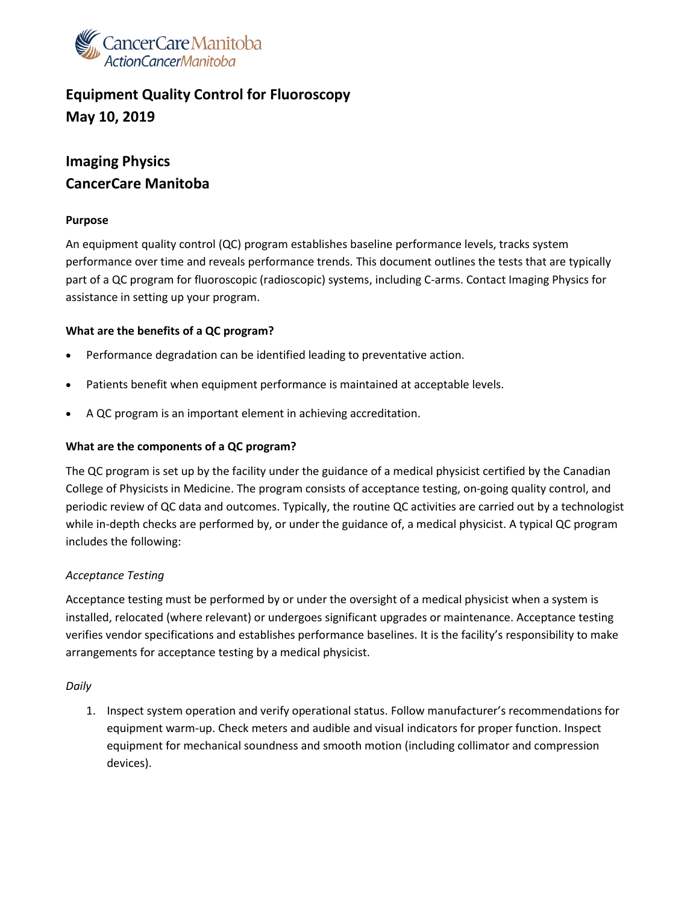CancerCare Manitoba
ActionCancerManitoba

# Equipment Quality Control for Fluoroscopy
# May 10, 2019

## Imaging Physics
## CancerCare Manitoba

**Purpose**

An equipment quality control (QC) program establishes baseline performance levels, tracks system performance over time and reveals performance trends. This document outlines the tests that are typically part of a QC program for fluoroscopic (radioscopic) systems, including C-arms. Contact Imaging Physics for assistance in setting up your program.

**What are the benefits of a QC program?**

- Performance degradation can be identified leading to preventative action.
- Patients benefit when equipment performance is maintained at acceptable levels.
- A QC program is an important element in achieving accreditation.

**What are the components of a QC program?**

The QC program is set up by the facility under the guidance of a medical physicist certified by the Canadian College of Physicists in Medicine. The program consists of acceptance testing, on-going quality control, and periodic review of QC data and outcomes. Typically, the routine QC activities are carried out by a technologist while in-depth checks are performed by, or under the guidance of, a medical physicist. A typical QC program includes the following:

*Acceptance Testing*

Acceptance testing must be performed by or under the oversight of a medical physicist when a system is installed, relocated (where relevant) or undergoes significant upgrades or maintenance. Acceptance testing verifies vendor specifications and establishes performance baselines. It is the facility's responsibility to make arrangements for acceptance testing by a medical physicist.

*Daily*

1. Inspect system operation and verify operational status. Follow manufacturer's recommendations for equipment warm-up. Check meters and audible and visual indicators for proper function. Inspect equipment for mechanical soundness and smooth motion (including collimator and compression devices).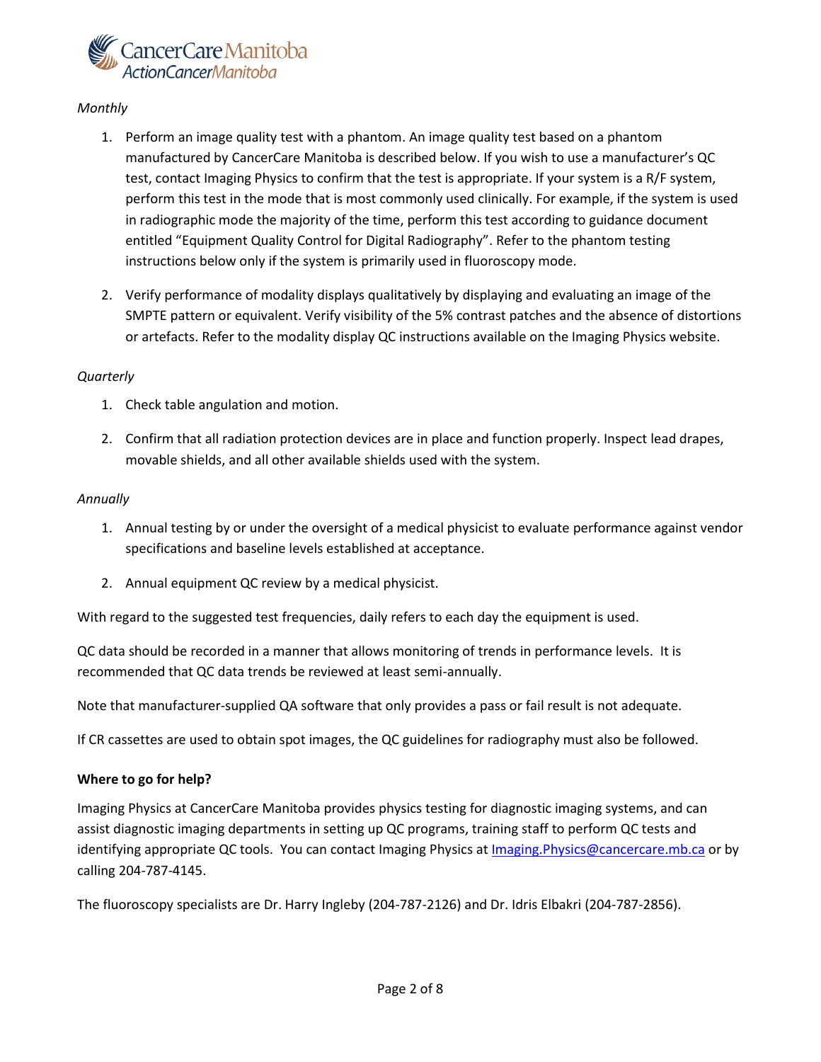*Monthly*

1. Perform an image quality test with a phantom. An image quality test based on a phantom manufactured by CancerCare Manitoba is described below. If you wish to use a manufacturer's QC test, contact Imaging Physics to confirm that the test is appropriate. If your system is a R/F system, perform this test in the mode that is most commonly used clinically. For example, if the system is used in radiographic mode the majority of the time, perform this test according to guidance document entitled "Equipment Quality Control for Digital Radiography". Refer to the phantom testing instructions below only if the system is primarily used in fluoroscopy mode.

2. Verify performance of modality displays qualitatively by displaying and evaluating an image of the SMPTE pattern or equivalent. Verify visibility of the 5% contrast patches and the absence of distortions or artefacts. Refer to the modality display QC instructions available on the Imaging Physics website.

*Quarterly*

1. Check table angulation and motion.

2. Confirm that all radiation protection devices are in place and function properly. Inspect lead drapes, movable shields, and all other available shields used with the system.

*Annually*

1. Annual testing by or under the oversight of a medical physicist to evaluate performance against vendor specifications and baseline levels established at acceptance.

2. Annual equipment QC review by a medical physicist.

With regard to the suggested test frequencies, daily refers to each day the equipment is used.

QC data should be recorded in a manner that allows monitoring of trends in performance levels. It is recommended that QC data trends be reviewed at least semi-annually.

Note that manufacturer-supplied QA software that only provides a pass or fail result is not adequate.

If CR cassettes are used to obtain spot images, the QC guidelines for radiography must also be followed.

**Where to go for help?**

Imaging Physics at CancerCare Manitoba provides physics testing for diagnostic imaging systems, and can assist diagnostic imaging departments in setting up QC programs, training staff to perform QC tests and identifying appropriate QC tools. You can contact Imaging Physics at Imaging.Physics@cancercare.mb.ca or by calling 204-787-4145.

The fluoroscopy specialists are Dr. Harry Ingleby (204-787-2126) and Dr. Idris Elbakri (204-787-2856).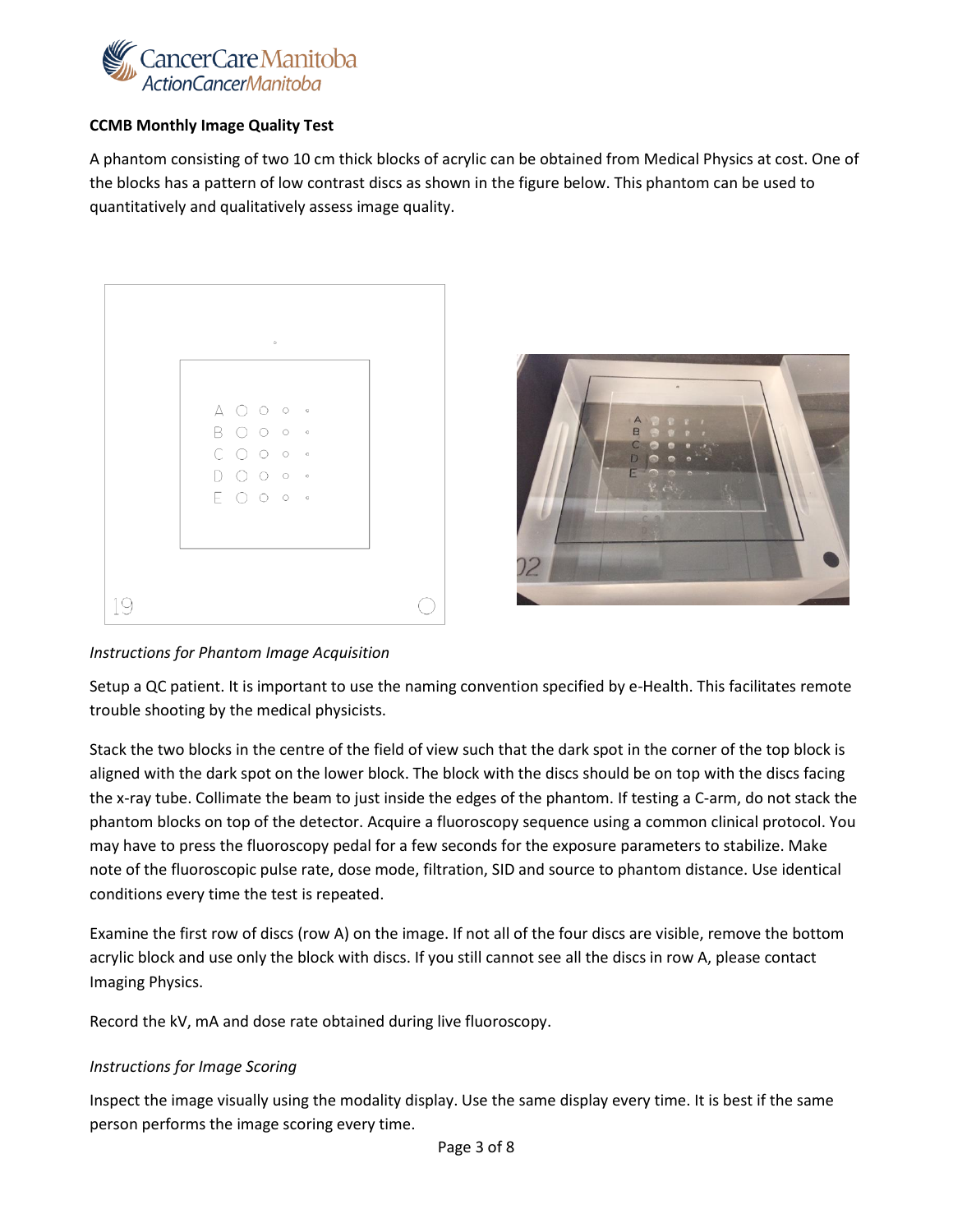**CCMB Monthly Image Quality Test**

A phantom consisting of two 10 cm thick blocks of acrylic can be obtained from Medical Physics at cost. One of the blocks has a pattern of low contrast discs as shown in the figure below. This phantom can be used to quantitatively and qualitatively assess image quality.

*Instructions for Phantom Image Acquisition*

Setup a QC patient. It is important to use the naming convention specified by e-Health. This facilitates remote trouble shooting by the medical physicists.

Stack the two blocks in the centre of the field of view such that the dark spot in the corner of the top block is aligned with the dark spot on the lower block. The block with the discs should be on top with the discs facing the x-ray tube. Collimate the beam to just inside the edges of the phantom. If testing a C-arm, do not stack the phantom blocks on top of the detector. Acquire a fluoroscopy sequence using a common clinical protocol. You may have to press the fluoroscopy pedal for a few seconds for the exposure parameters to stabilize. Make note of the fluoroscopic pulse rate, dose mode, filtration, SID and source to phantom distance. Use identical conditions every time the test is repeated.

Examine the first row of discs (row A) on the image. If not all of the four discs are visible, remove the bottom acrylic block and use only the block with discs. If you still cannot see all the discs in row A, please contact Imaging Physics.

Record the kV, mA and dose rate obtained during live fluoroscopy.

*Instructions for Image Scoring*

Inspect the image visually using the modality display. Use the same display every time. It is best if the same person performs the image scoring every time.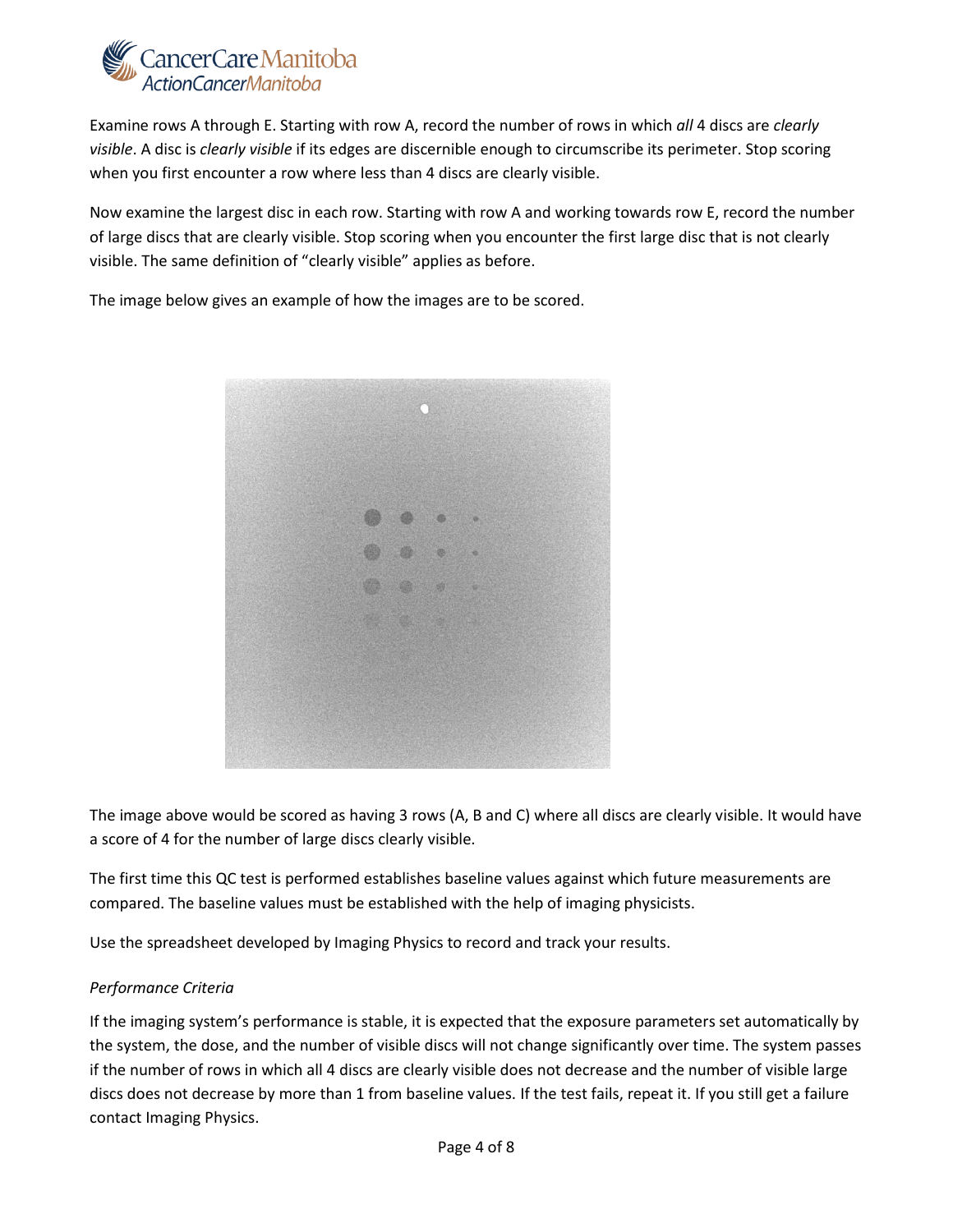Examine rows A through E. Starting with row A, record the number of rows in which *all* 4 discs are *clearly visible*. A disc is *clearly visible* if its edges are discernible enough to circumscribe its perimeter. Stop scoring when you first encounter a row where less than 4 discs are clearly visible.

Now examine the largest disc in each row. Starting with row A and working towards row E, record the number of large discs that are clearly visible. Stop scoring when you encounter the first large disc that is not clearly visible. The same definition of “clearly visible” applies as before.

The image below gives an example of how the images are to be scored.

The image above would be scored as having 3 rows (A, B and C) where all discs are clearly visible. It would have a score of 4 for the number of large discs clearly visible.

The first time this QC test is performed establishes baseline values against which future measurements are compared. The baseline values must be established with the help of imaging physicists.

Use the spreadsheet developed by Imaging Physics to record and track your results.

*Performance Criteria*

If the imaging system’s performance is stable, it is expected that the exposure parameters set automatically by the system, the dose, and the number of visible discs will not change significantly over time. The system passes if the number of rows in which all 4 discs are clearly visible does not decrease and the number of visible large discs does not decrease by more than 1 from baseline values. If the test fails, repeat it. If you still get a failure contact Imaging Physics.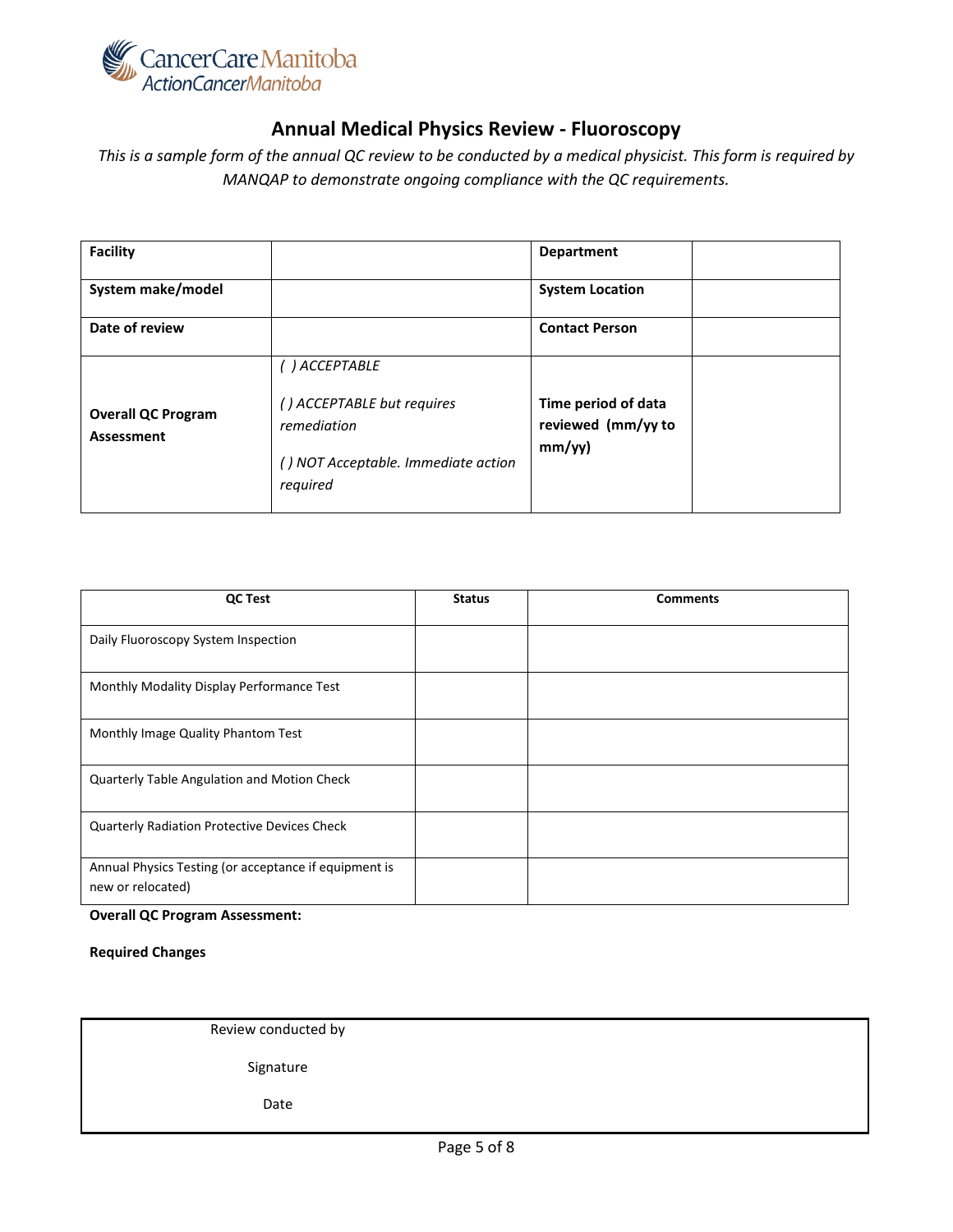CancerCare Manitoba
ActionCancerManitoba

# Annual Medical Physics Review - Fluoroscopy

*This is a sample form of the annual QC review to be conducted by a medical physicist. This form is required by MANQAP to demonstrate ongoing compliance with the QC requirements.*

| **Facility** | | **Department** | |
|---|---|---|---|
| **System make/model** | | **System Location** | |
| **Date of review** | | **Contact Person** | |
| **Overall QC Program Assessment** | *( ) ACCEPTABLE*<br>*( ) ACCEPTABLE but requires remediation*<br>*( ) NOT Acceptable. Immediate action required* | **Time period of data reviewed (mm/yy to mm/yy)** | |

| QC Test | Status | Comments |
|---|---|---|
| Daily Fluoroscopy System Inspection | | |
| Monthly Modality Display Performance Test | | |
| Monthly Image Quality Phantom Test | | |
| Quarterly Table Angulation and Motion Check | | |
| Quarterly Radiation Protective Devices Check | | |
| Annual Physics Testing (or acceptance if equipment is new or relocated) | | |

**Overall QC Program Assessment:**

**Required Changes**

| Review conducted by | |
|---|---|
| Signature | |
| Date | |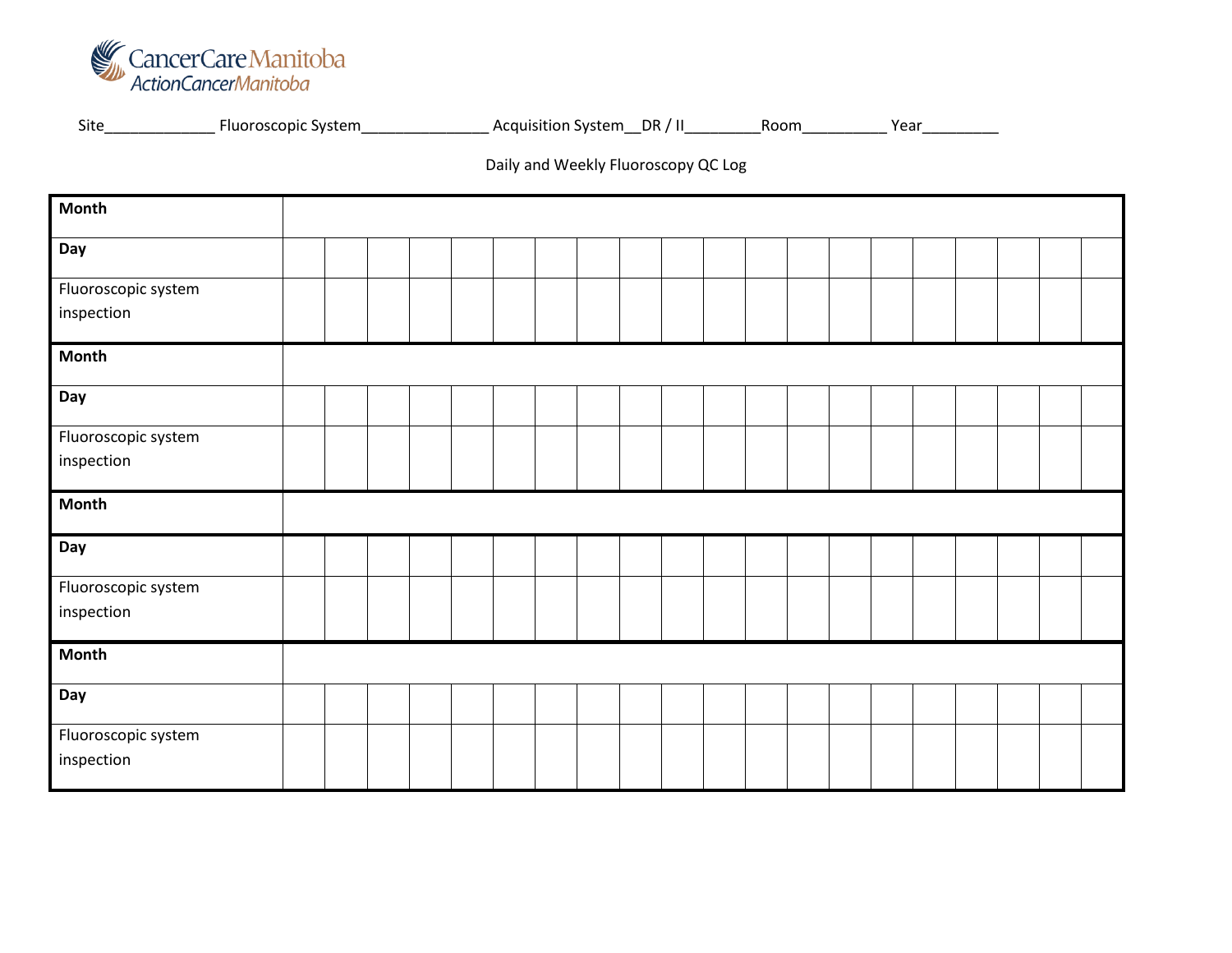CancerCare Manitoba
ActionCancerManitoba

Site_____________ Fluoroscopic System_______________ Acquisition System__DR / II_________Room__________ Year_________

Daily and Weekly Fluoroscopy QC Log

| **Month** | | | | | | | | | | | | | | | | | | | | |
|---|---|---|---|---|---|---|---|---|---|---|---|---|---|---|---|---|---|---|---|---|
| **Day** | | | | | | | | | | | | | | | | | | | | |
| Fluoroscopic system inspection | | | | | | | | | | | | | | | | | | | | |
| **Month** | | | | | | | | | | | | | | | | | | | | |
| **Day** | | | | | | | | | | | | | | | | | | | | |
| Fluoroscopic system inspection | | | | | | | | | | | | | | | | | | | | |
| **Month** | | | | | | | | | | | | | | | | | | | | |
| **Day** | | | | | | | | | | | | | | | | | | | | |
| Fluoroscopic system inspection | | | | | | | | | | | | | | | | | | | | |
| **Month** | | | | | | | | | | | | | | | | | | | | |
| **Day** | | | | | | | | | | | | | | | | | | | | |
| Fluoroscopic system inspection | | | | | | | | | | | | | | | | | | | | |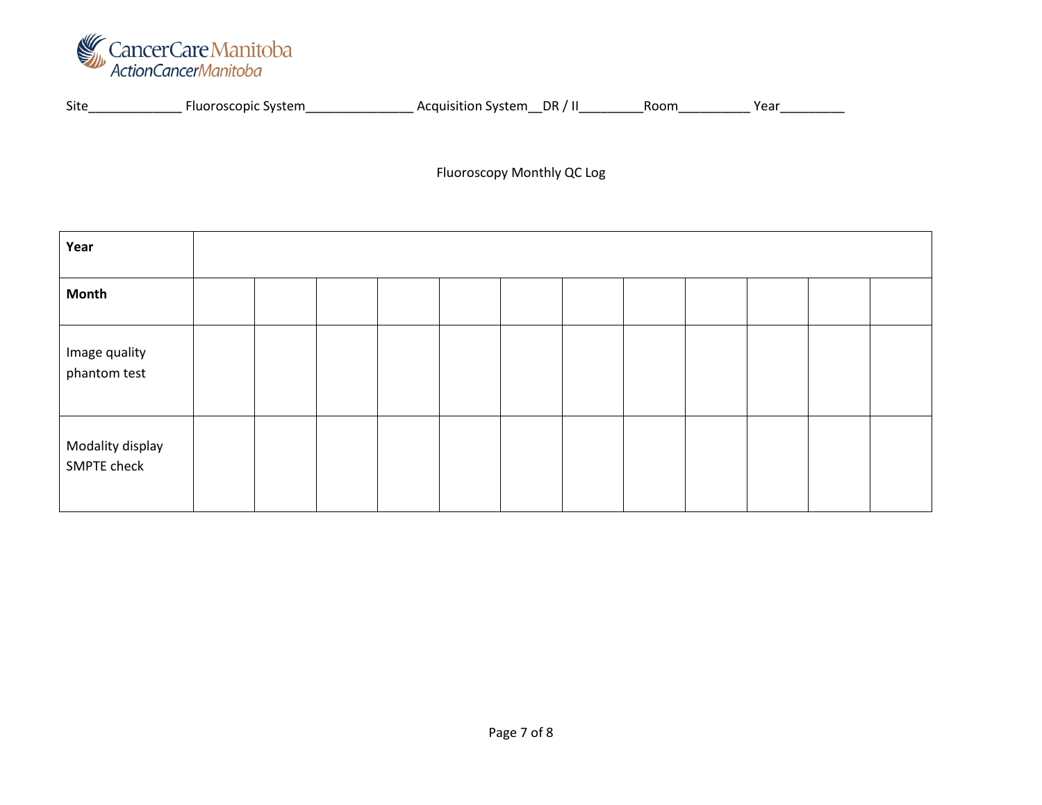Site_____________ Fluoroscopic System_______________ Acquisition System__DR / II_________Room__________ Year_________

Fluoroscopy Monthly QC Log

| **Year** | | | | | | | | | | | | |
|---|---|---|---|---|---|---|---|---|---|---|---|---|
| **Month** | | | | | | | | | | | | |
| Image quality phantom test | | | | | | | | | | | | |
| Modality display SMPTE check | | | | | | | | | | | | |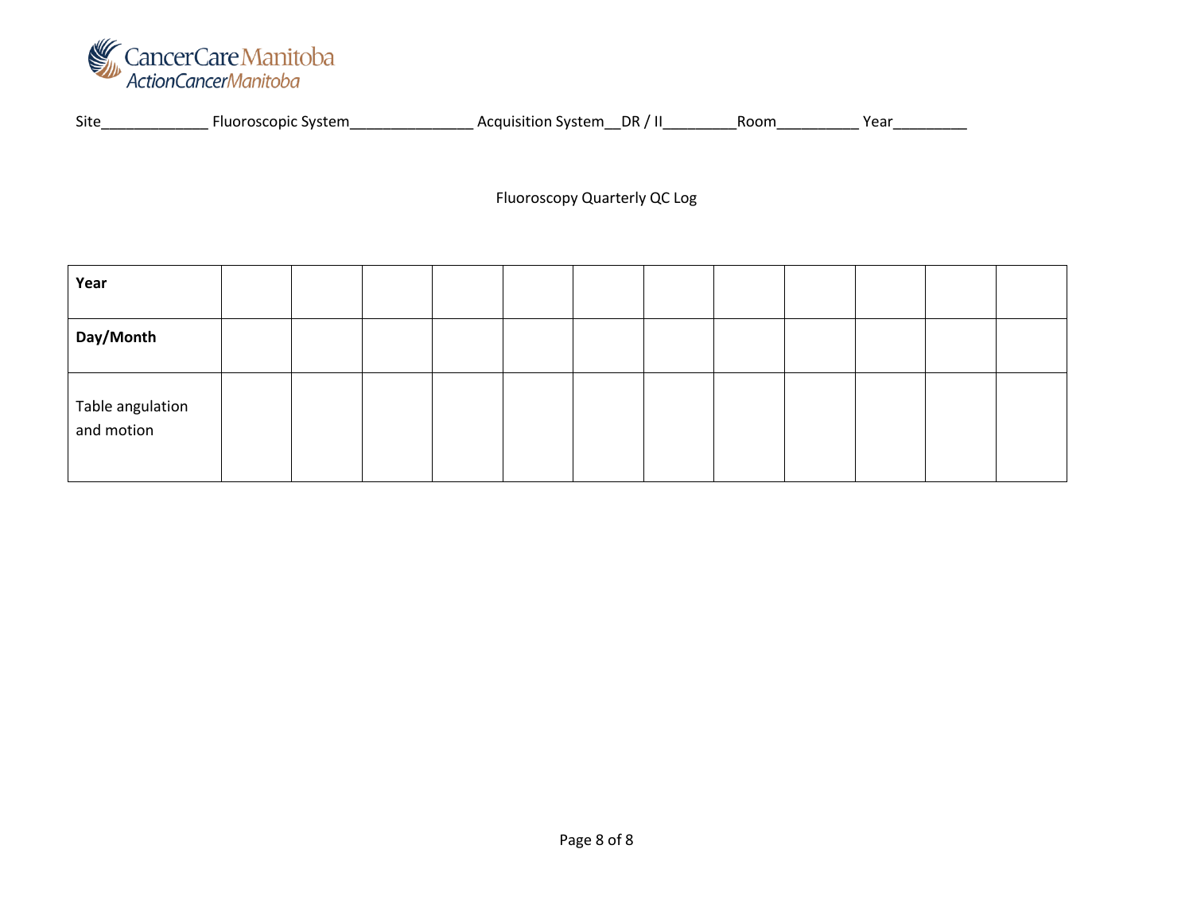Site_____________ Fluoroscopic System_______________ Acquisition System__DR / II_________Room__________ Year_________

Fluoroscopy Quarterly QC Log

| **Year** | | | | | | | | | | | | |
|---|---|---|---|---|---|---|---|---|---|---|---|---|
| **Day/Month** | | | | | | | | | | | | |
| Table angulation and motion | | | | | | | | | | | | |